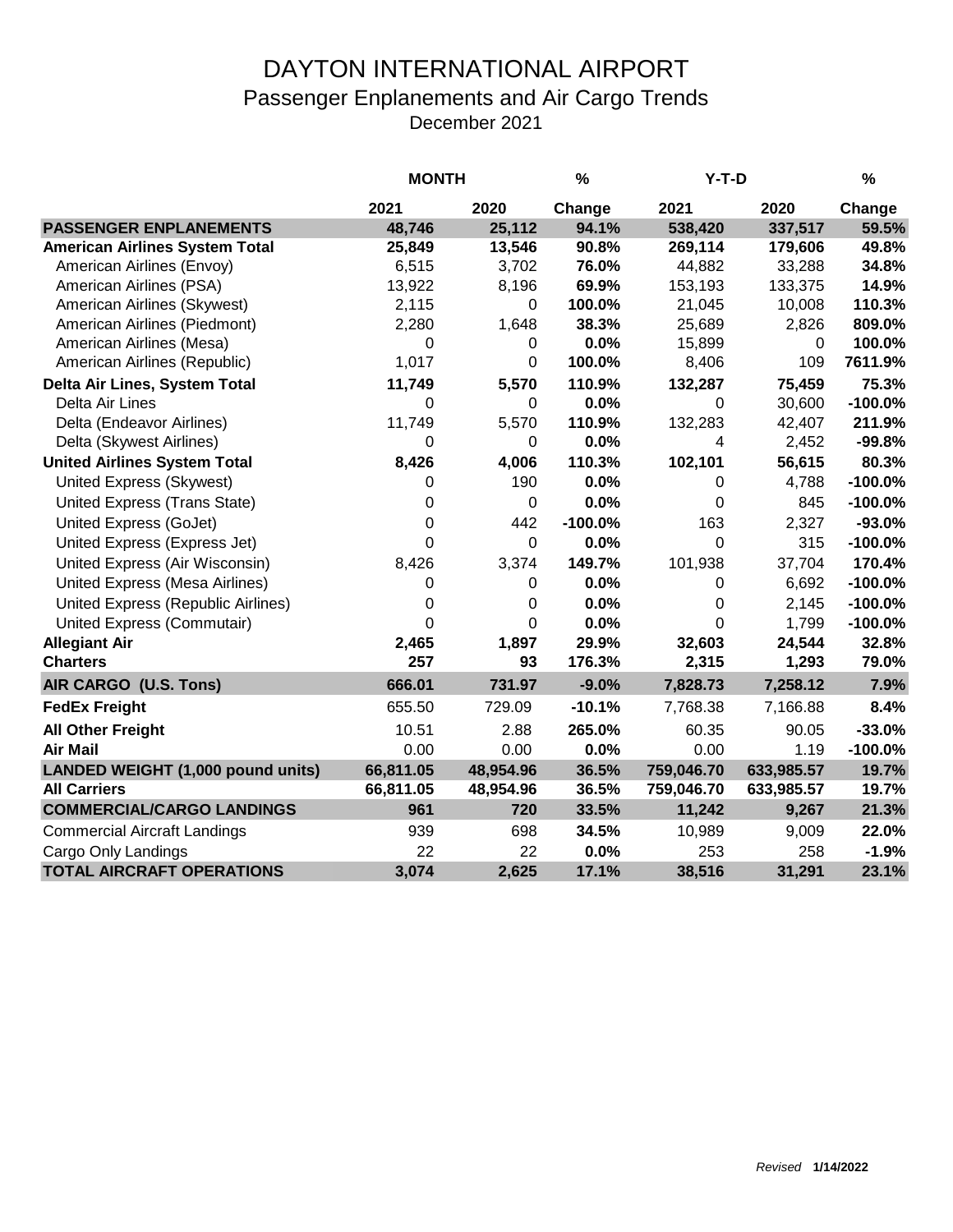# DAYTON INTERNATIONAL AIRPORT

## Passenger Enplanements and Air Cargo Trends

December 2021

| | MONTH | | % | Y-T-D | | % |
|---|---|---|---|---|---|---|
| | 2021 | 2020 | Change | 2021 | 2020 | Change |
| **PASSENGER ENPLANEMENTS** | **48,746** | **25,112** | **94.1%** | **538,420** | **337,517** | **59.5%** |
| **American Airlines System Total** | **25,849** | **13,546** | **90.8%** | **269,114** | **179,606** | **49.8%** |
| American Airlines (Envoy) | 6,515 | 3,702 | **76.0%** | 44,882 | 33,288 | **34.8%** |
| American Airlines (PSA) | 13,922 | 8,196 | **69.9%** | 153,193 | 133,375 | **14.9%** |
| American Airlines (Skywest) | 2,115 | 0 | **100.0%** | 21,045 | 10,008 | **110.3%** |
| American Airlines (Piedmont) | 2,280 | 1,648 | **38.3%** | 25,689 | 2,826 | **809.0%** |
| American Airlines (Mesa) | 0 | 0 | **0.0%** | 15,899 | 0 | **100.0%** |
| American Airlines (Republic) | 1,017 | 0 | **100.0%** | 8,406 | 109 | **7611.9%** |
| **Delta Air Lines, System Total** | **11,749** | **5,570** | **110.9%** | **132,287** | **75,459** | **75.3%** |
| Delta Air Lines | 0 | 0 | **0.0%** | 0 | 30,600 | **-100.0%** |
| Delta (Endeavor Airlines) | 11,749 | 5,570 | **110.9%** | 132,283 | 42,407 | **211.9%** |
| Delta (Skywest Airlines) | 0 | 0 | **0.0%** | 4 | 2,452 | **-99.8%** |
| **United Airlines System Total** | **8,426** | **4,006** | **110.3%** | **102,101** | **56,615** | **80.3%** |
| United Express (Skywest) | 0 | 190 | **0.0%** | 0 | 4,788 | **-100.0%** |
| United Express (Trans State) | 0 | 0 | **0.0%** | 0 | 845 | **-100.0%** |
| United Express (GoJet) | 0 | 442 | **-100.0%** | 163 | 2,327 | **-93.0%** |
| United Express (Express Jet) | 0 | 0 | **0.0%** | 0 | 315 | **-100.0%** |
| United Express (Air Wisconsin) | 8,426 | 3,374 | **149.7%** | 101,938 | 37,704 | **170.4%** |
| United Express (Mesa Airlines) | 0 | 0 | **0.0%** | 0 | 6,692 | **-100.0%** |
| United Express (Republic Airlines) | 0 | 0 | **0.0%** | 0 | 2,145 | **-100.0%** |
| United Express (Commutair) | 0 | 0 | **0.0%** | 0 | 1,799 | **-100.0%** |
| **Allegiant Air** | **2,465** | **1,897** | **29.9%** | **32,603** | **24,544** | **32.8%** |
| **Charters** | **257** | **93** | **176.3%** | **2,315** | **1,293** | **79.0%** |
| **AIR CARGO (U.S. Tons)** | **666.01** | **731.97** | **-9.0%** | **7,828.73** | **7,258.12** | **7.9%** |
| **FedEx Freight** | 655.50 | 729.09 | **-10.1%** | 7,768.38 | 7,166.88 | **8.4%** |
| **All Other Freight** | 10.51 | 2.88 | **265.0%** | 60.35 | 90.05 | **-33.0%** |
| **Air Mail** | 0.00 | 0.00 | **0.0%** | 0.00 | 1.19 | **-100.0%** |
| **LANDED WEIGHT (1,000 pound units)** | **66,811.05** | **48,954.96** | **36.5%** | **759,046.70** | **633,985.57** | **19.7%** |
| **All Carriers** | **66,811.05** | **48,954.96** | **36.5%** | **759,046.70** | **633,985.57** | **19.7%** |
| **COMMERCIAL/CARGO LANDINGS** | **961** | **720** | **33.5%** | **11,242** | **9,267** | **21.3%** |
| Commercial Aircraft Landings | 939 | 698 | **34.5%** | 10,989 | 9,009 | **22.0%** |
| Cargo Only Landings | 22 | 22 | **0.0%** | 253 | 258 | **-1.9%** |
| **TOTAL AIRCRAFT OPERATIONS** | **3,074** | **2,625** | **17.1%** | **38,516** | **31,291** | **23.1%** |

*Revised* **1/14/2022**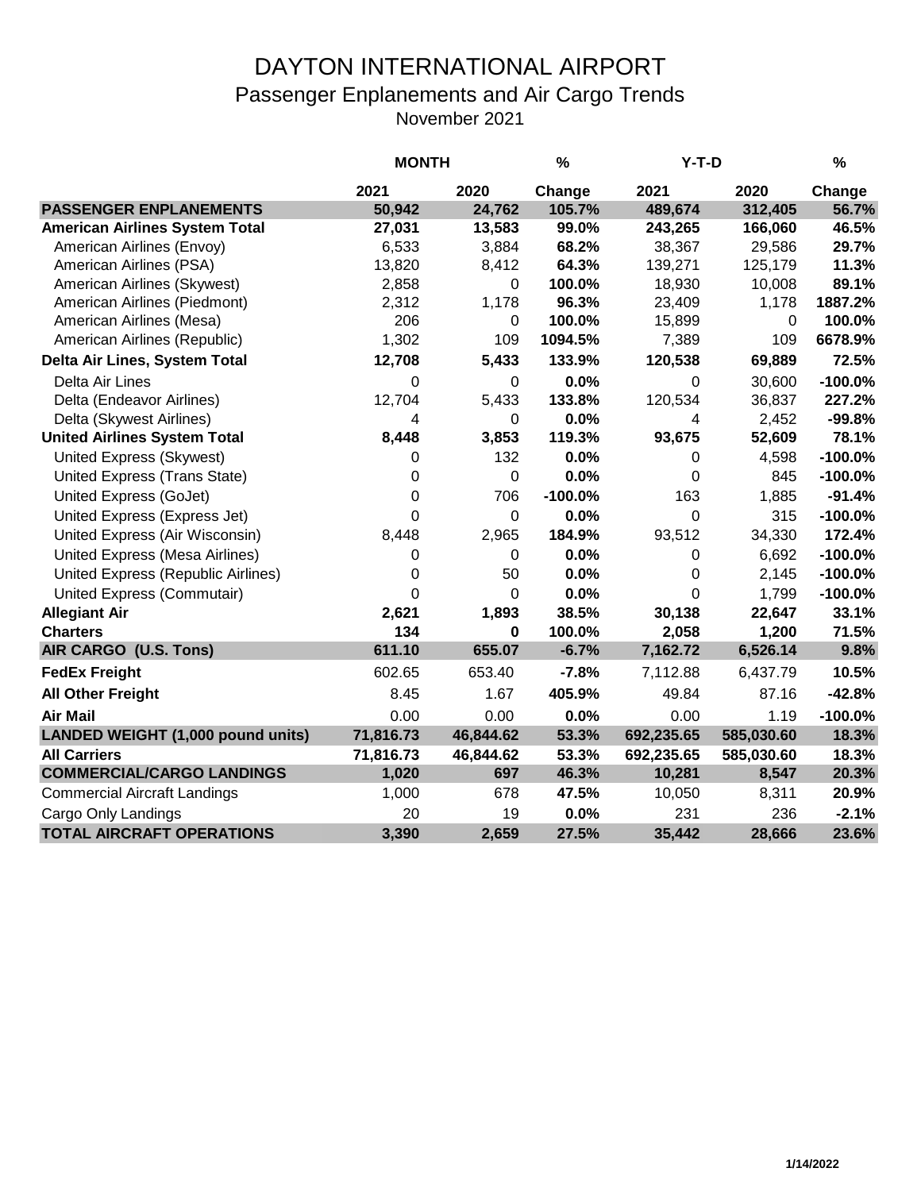# DAYTON INTERNATIONAL AIRPORT

## Passenger Enplanements and Air Cargo Trends

November 2021

| | MONTH | | % | Y-T-D | | % |
|---|---|---|---|---|---|---|
| | **2021** | **2020** | **Change** | **2021** | **2020** | **Change** |
| **PASSENGER ENPLANEMENTS** | **50,942** | **24,762** | **105.7%** | **489,674** | **312,405** | **56.7%** |
| **American Airlines System Total** | **27,031** | **13,583** | **99.0%** | **243,265** | **166,060** | **46.5%** |
| American Airlines (Envoy) | 6,533 | 3,884 | **68.2%** | 38,367 | 29,586 | **29.7%** |
| American Airlines (PSA) | 13,820 | 8,412 | **64.3%** | 139,271 | 125,179 | **11.3%** |
| American Airlines (Skywest) | 2,858 | 0 | **100.0%** | 18,930 | 10,008 | **89.1%** |
| American Airlines (Piedmont) | 2,312 | 1,178 | **96.3%** | 23,409 | 1,178 | **1887.2%** |
| American Airlines (Mesa) | 206 | 0 | **100.0%** | 15,899 | 0 | **100.0%** |
| American Airlines (Republic) | 1,302 | 109 | **1094.5%** | 7,389 | 109 | **6678.9%** |
| **Delta Air Lines, System Total** | **12,708** | **5,433** | **133.9%** | **120,538** | **69,889** | **72.5%** |
| Delta Air Lines | 0 | 0 | **0.0%** | 0 | 30,600 | **-100.0%** |
| Delta (Endeavor Airlines) | 12,704 | 5,433 | **133.8%** | 120,534 | 36,837 | **227.2%** |
| Delta (Skywest Airlines) | 4 | 0 | **0.0%** | 4 | 2,452 | **-99.8%** |
| **United Airlines System Total** | **8,448** | **3,853** | **119.3%** | **93,675** | **52,609** | **78.1%** |
| United Express (Skywest) | 0 | 132 | **0.0%** | 0 | 4,598 | **-100.0%** |
| United Express (Trans State) | 0 | 0 | **0.0%** | 0 | 845 | **-100.0%** |
| United Express (GoJet) | 0 | 706 | **-100.0%** | 163 | 1,885 | **-91.4%** |
| United Express (Express Jet) | 0 | 0 | **0.0%** | 0 | 315 | **-100.0%** |
| United Express (Air Wisconsin) | 8,448 | 2,965 | **184.9%** | 93,512 | 34,330 | **172.4%** |
| United Express (Mesa Airlines) | 0 | 0 | **0.0%** | 0 | 6,692 | **-100.0%** |
| United Express (Republic Airlines) | 0 | 50 | **0.0%** | 0 | 2,145 | **-100.0%** |
| United Express (Commutair) | 0 | 0 | **0.0%** | 0 | 1,799 | **-100.0%** |
| **Allegiant Air** | **2,621** | **1,893** | **38.5%** | **30,138** | **22,647** | **33.1%** |
| **Charters** | **134** | **0** | **100.0%** | **2,058** | **1,200** | **71.5%** |
| **AIR CARGO (U.S. Tons)** | **611.10** | **655.07** | **-6.7%** | **7,162.72** | **6,526.14** | **9.8%** |
| **FedEx Freight** | 602.65 | 653.40 | **-7.8%** | 7,112.88 | 6,437.79 | **10.5%** |
| **All Other Freight** | 8.45 | 1.67 | **405.9%** | 49.84 | 87.16 | **-42.8%** |
| **Air Mail** | 0.00 | 0.00 | **0.0%** | 0.00 | 1.19 | **-100.0%** |
| **LANDED WEIGHT (1,000 pound units)** | **71,816.73** | **46,844.62** | **53.3%** | **692,235.65** | **585,030.60** | **18.3%** |
| **All Carriers** | **71,816.73** | **46,844.62** | **53.3%** | **692,235.65** | **585,030.60** | **18.3%** |
| **COMMERCIAL/CARGO LANDINGS** | **1,020** | **697** | **46.3%** | **10,281** | **8,547** | **20.3%** |
| Commercial Aircraft Landings | 1,000 | 678 | **47.5%** | 10,050 | 8,311 | **20.9%** |
| Cargo Only Landings | 20 | 19 | **0.0%** | 231 | 236 | **-2.1%** |
| **TOTAL AIRCRAFT OPERATIONS** | **3,390** | **2,659** | **27.5%** | **35,442** | **28,666** | **23.6%** |

1/14/2022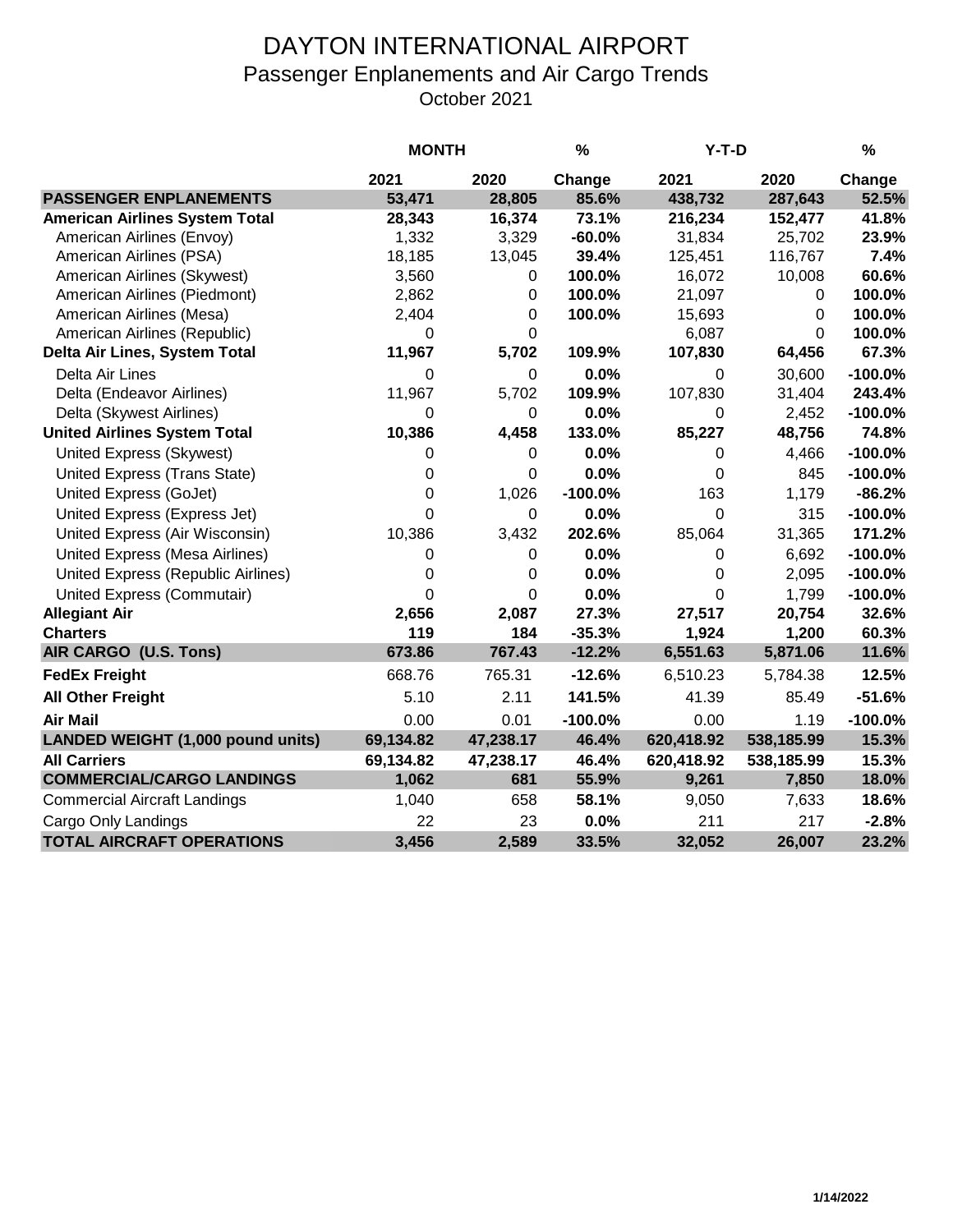# DAYTON INTERNATIONAL AIRPORT

## Passenger Enplanements and Air Cargo Trends

October 2021

| | MONTH | | % | Y-T-D | | % |
|---|---|---|---|---|---|---|
| | **2021** | **2020** | **Change** | **2021** | **2020** | **Change** |
| **PASSENGER ENPLANEMENTS** | **53,471** | **28,805** | **85.6%** | **438,732** | **287,643** | **52.5%** |
| **American Airlines System Total** | **28,343** | **16,374** | **73.1%** | **216,234** | **152,477** | **41.8%** |
| American Airlines (Envoy) | 1,332 | 3,329 | **-60.0%** | 31,834 | 25,702 | **23.9%** |
| American Airlines (PSA) | 18,185 | 13,045 | **39.4%** | 125,451 | 116,767 | **7.4%** |
| American Airlines (Skywest) | 3,560 | 0 | **100.0%** | 16,072 | 10,008 | **60.6%** |
| American Airlines (Piedmont) | 2,862 | 0 | **100.0%** | 21,097 | 0 | **100.0%** |
| American Airlines (Mesa) | 2,404 | 0 | **100.0%** | 15,693 | 0 | **100.0%** |
| American Airlines (Republic) | 0 | 0 | | 6,087 | 0 | **100.0%** |
| **Delta Air Lines, System Total** | **11,967** | **5,702** | **109.9%** | **107,830** | **64,456** | **67.3%** |
| Delta Air Lines | 0 | 0 | **0.0%** | 0 | 30,600 | **-100.0%** |
| Delta (Endeavor Airlines) | 11,967 | 5,702 | **109.9%** | 107,830 | 31,404 | **243.4%** |
| Delta (Skywest Airlines) | 0 | 0 | **0.0%** | 0 | 2,452 | **-100.0%** |
| **United Airlines System Total** | **10,386** | **4,458** | **133.0%** | **85,227** | **48,756** | **74.8%** |
| United Express (Skywest) | 0 | 0 | **0.0%** | 0 | 4,466 | **-100.0%** |
| United Express (Trans State) | 0 | 0 | **0.0%** | 0 | 845 | **-100.0%** |
| United Express (GoJet) | 0 | 1,026 | **-100.0%** | 163 | 1,179 | **-86.2%** |
| United Express (Express Jet) | 0 | 0 | **0.0%** | 0 | 315 | **-100.0%** |
| United Express (Air Wisconsin) | 10,386 | 3,432 | **202.6%** | 85,064 | 31,365 | **171.2%** |
| United Express (Mesa Airlines) | 0 | 0 | **0.0%** | 0 | 6,692 | **-100.0%** |
| United Express (Republic Airlines) | 0 | 0 | **0.0%** | 0 | 2,095 | **-100.0%** |
| United Express (Commutair) | 0 | 0 | **0.0%** | 0 | 1,799 | **-100.0%** |
| **Allegiant Air** | **2,656** | **2,087** | **27.3%** | **27,517** | **20,754** | **32.6%** |
| **Charters** | **119** | **184** | **-35.3%** | **1,924** | **1,200** | **60.3%** |
| **AIR CARGO (U.S. Tons)** | **673.86** | **767.43** | **-12.2%** | **6,551.63** | **5,871.06** | **11.6%** |
| **FedEx Freight** | 668.76 | 765.31 | **-12.6%** | 6,510.23 | 5,784.38 | **12.5%** |
| **All Other Freight** | 5.10 | 2.11 | **141.5%** | 41.39 | 85.49 | **-51.6%** |
| **Air Mail** | 0.00 | 0.01 | **-100.0%** | 0.00 | 1.19 | **-100.0%** |
| **LANDED WEIGHT (1,000 pound units)** | **69,134.82** | **47,238.17** | **46.4%** | **620,418.92** | **538,185.99** | **15.3%** |
| **All Carriers** | **69,134.82** | **47,238.17** | **46.4%** | **620,418.92** | **538,185.99** | **15.3%** |
| **COMMERCIAL/CARGO LANDINGS** | **1,062** | **681** | **55.9%** | **9,261** | **7,850** | **18.0%** |
| Commercial Aircraft Landings | 1,040 | 658 | **58.1%** | 9,050 | 7,633 | **18.6%** |
| Cargo Only Landings | 22 | 23 | **0.0%** | 211 | 217 | **-2.8%** |
| **TOTAL AIRCRAFT OPERATIONS** | **3,456** | **2,589** | **33.5%** | **32,052** | **26,007** | **23.2%** |

**1/14/2022**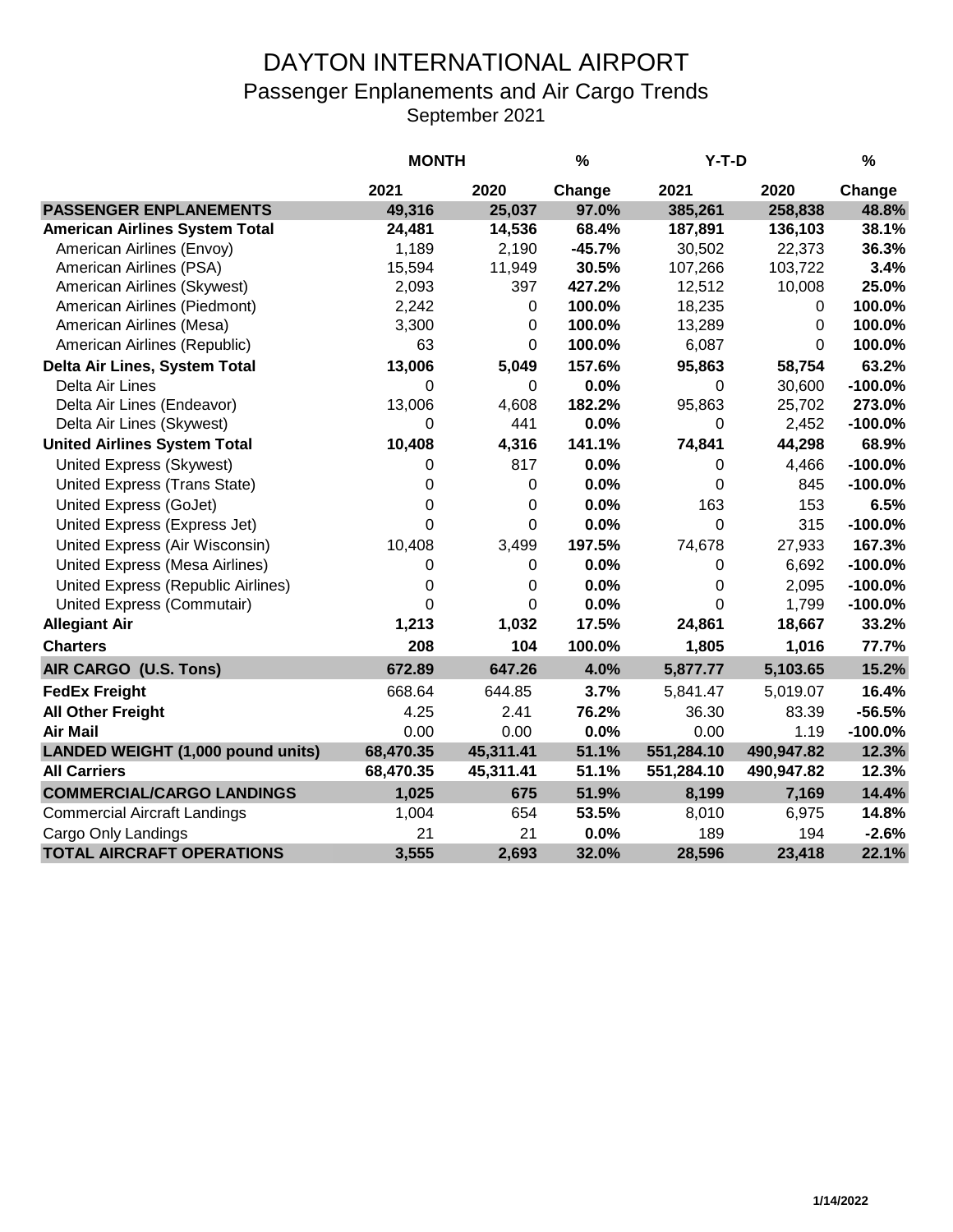# DAYTON INTERNATIONAL AIRPORT

## Passenger Enplanements and Air Cargo Trends

September 2021

| | MONTH | | % | Y-T-D | | % |
|---|---|---|---|---|---|---|
| | 2021 | 2020 | Change | 2021 | 2020 | Change |
| **PASSENGER ENPLANEMENTS** | **49,316** | **25,037** | **97.0%** | **385,261** | **258,838** | **48.8%** |
| **American Airlines System Total** | **24,481** | **14,536** | **68.4%** | **187,891** | **136,103** | **38.1%** |
| American Airlines (Envoy) | 1,189 | 2,190 | **-45.7%** | 30,502 | 22,373 | **36.3%** |
| American Airlines (PSA) | 15,594 | 11,949 | **30.5%** | 107,266 | 103,722 | **3.4%** |
| American Airlines (Skywest) | 2,093 | 397 | **427.2%** | 12,512 | 10,008 | **25.0%** |
| American Airlines (Piedmont) | 2,242 | 0 | **100.0%** | 18,235 | 0 | **100.0%** |
| American Airlines (Mesa) | 3,300 | 0 | **100.0%** | 13,289 | 0 | **100.0%** |
| American Airlines (Republic) | 63 | 0 | **100.0%** | 6,087 | 0 | **100.0%** |
| **Delta Air Lines, System Total** | **13,006** | **5,049** | **157.6%** | **95,863** | **58,754** | **63.2%** |
| Delta Air Lines | 0 | 0 | **0.0%** | 0 | 30,600 | **-100.0%** |
| Delta Air Lines (Endeavor) | 13,006 | 4,608 | **182.2%** | 95,863 | 25,702 | **273.0%** |
| Delta Air Lines (Skywest) | 0 | 441 | **0.0%** | 0 | 2,452 | **-100.0%** |
| **United Airlines System Total** | **10,408** | **4,316** | **141.1%** | **74,841** | **44,298** | **68.9%** |
| United Express (Skywest) | 0 | 817 | **0.0%** | 0 | 4,466 | **-100.0%** |
| United Express (Trans State) | 0 | 0 | **0.0%** | 0 | 845 | **-100.0%** |
| United Express (GoJet) | 0 | 0 | **0.0%** | 163 | 153 | **6.5%** |
| United Express (Express Jet) | 0 | 0 | **0.0%** | 0 | 315 | **-100.0%** |
| United Express (Air Wisconsin) | 10,408 | 3,499 | **197.5%** | 74,678 | 27,933 | **167.3%** |
| United Express (Mesa Airlines) | 0 | 0 | **0.0%** | 0 | 6,692 | **-100.0%** |
| United Express (Republic Airlines) | 0 | 0 | **0.0%** | 0 | 2,095 | **-100.0%** |
| United Express (Commutair) | 0 | 0 | **0.0%** | 0 | 1,799 | **-100.0%** |
| **Allegiant Air** | **1,213** | **1,032** | **17.5%** | **24,861** | **18,667** | **33.2%** |
| **Charters** | **208** | **104** | **100.0%** | **1,805** | **1,016** | **77.7%** |
| **AIR CARGO (U.S. Tons)** | **672.89** | **647.26** | **4.0%** | **5,877.77** | **5,103.65** | **15.2%** |
| **FedEx Freight** | 668.64 | 644.85 | **3.7%** | 5,841.47 | 5,019.07 | **16.4%** |
| **All Other Freight** | 4.25 | 2.41 | **76.2%** | 36.30 | 83.39 | **-56.5%** |
| **Air Mail** | 0.00 | 0.00 | **0.0%** | 0.00 | 1.19 | **-100.0%** |
| **LANDED WEIGHT (1,000 pound units)** | **68,470.35** | **45,311.41** | **51.1%** | **551,284.10** | **490,947.82** | **12.3%** |
| **All Carriers** | **68,470.35** | **45,311.41** | **51.1%** | **551,284.10** | **490,947.82** | **12.3%** |
| **COMMERCIAL/CARGO LANDINGS** | **1,025** | **675** | **51.9%** | **8,199** | **7,169** | **14.4%** |
| Commercial Aircraft Landings | 1,004 | 654 | **53.5%** | 8,010 | 6,975 | **14.8%** |
| Cargo Only Landings | 21 | 21 | **0.0%** | 189 | 194 | **-2.6%** |
| **TOTAL AIRCRAFT OPERATIONS** | **3,555** | **2,693** | **32.0%** | **28,596** | **23,418** | **22.1%** |

1/14/2022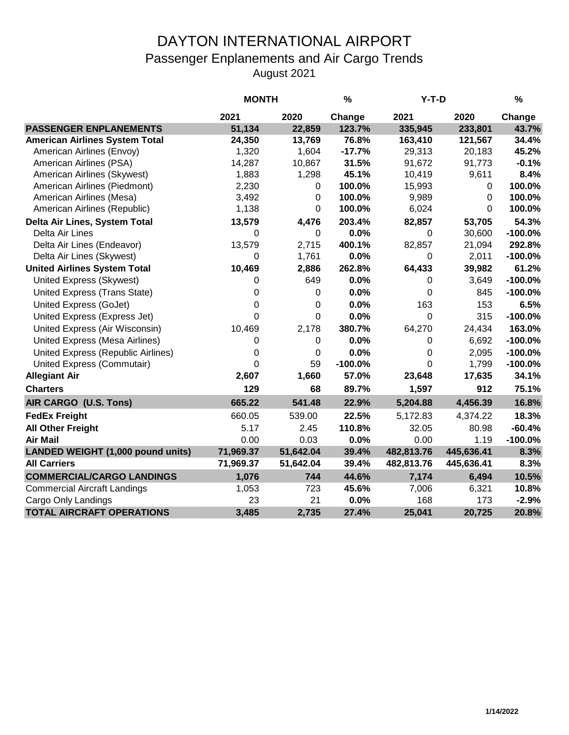# DAYTON INTERNATIONAL AIRPORT

## Passenger Enplanements and Air Cargo Trends

August 2021

| | MONTH | | % | Y-T-D | | % |
|---|---|---|---|---|---|---|
| | 2021 | 2020 | Change | 2021 | 2020 | Change |
| **PASSENGER ENPLANEMENTS** | **51,134** | **22,859** | **123.7%** | **335,945** | **233,801** | **43.7%** |
| **American Airlines System Total** | **24,350** | **13,769** | **76.8%** | **163,410** | **121,567** | **34.4%** |
| American Airlines (Envoy) | 1,320 | 1,604 | **-17.7%** | 29,313 | 20,183 | **45.2%** |
| American Airlines (PSA) | 14,287 | 10,867 | **31.5%** | 91,672 | 91,773 | **-0.1%** |
| American Airlines (Skywest) | 1,883 | 1,298 | **45.1%** | 10,419 | 9,611 | **8.4%** |
| American Airlines (Piedmont) | 2,230 | 0 | **100.0%** | 15,993 | 0 | **100.0%** |
| American Airlines (Mesa) | 3,492 | 0 | **100.0%** | 9,989 | 0 | **100.0%** |
| American Airlines (Republic) | 1,138 | 0 | **100.0%** | 6,024 | 0 | **100.0%** |
| **Delta Air Lines, System Total** | **13,579** | **4,476** | **203.4%** | **82,857** | **53,705** | **54.3%** |
| Delta Air Lines | 0 | 0 | **0.0%** | 0 | 30,600 | **-100.0%** |
| Delta Air Lines (Endeavor) | 13,579 | 2,715 | **400.1%** | 82,857 | 21,094 | **292.8%** |
| Delta Air Lines (Skywest) | 0 | 1,761 | **0.0%** | 0 | 2,011 | **-100.0%** |
| **United Airlines System Total** | **10,469** | **2,886** | **262.8%** | **64,433** | **39,982** | **61.2%** |
| United Express (Skywest) | 0 | 649 | **0.0%** | 0 | 3,649 | **-100.0%** |
| United Express (Trans State) | 0 | 0 | **0.0%** | 0 | 845 | **-100.0%** |
| United Express (GoJet) | 0 | 0 | **0.0%** | 163 | 153 | **6.5%** |
| United Express (Express Jet) | 0 | 0 | **0.0%** | 0 | 315 | **-100.0%** |
| United Express (Air Wisconsin) | 10,469 | 2,178 | **380.7%** | 64,270 | 24,434 | **163.0%** |
| United Express (Mesa Airlines) | 0 | 0 | **0.0%** | 0 | 6,692 | **-100.0%** |
| United Express (Republic Airlines) | 0 | 0 | **0.0%** | 0 | 2,095 | **-100.0%** |
| United Express (Commutair) | 0 | 59 | **-100.0%** | 0 | 1,799 | **-100.0%** |
| **Allegiant Air** | **2,607** | **1,660** | **57.0%** | **23,648** | **17,635** | **34.1%** |
| **Charters** | **129** | **68** | **89.7%** | **1,597** | **912** | **75.1%** |
| **AIR CARGO (U.S. Tons)** | **665.22** | **541.48** | **22.9%** | **5,204.88** | **4,456.39** | **16.8%** |
| **FedEx Freight** | 660.05 | 539.00 | **22.5%** | 5,172.83 | 4,374.22 | **18.3%** |
| **All Other Freight** | 5.17 | 2.45 | **110.8%** | 32.05 | 80.98 | **-60.4%** |
| **Air Mail** | 0.00 | 0.03 | **0.0%** | 0.00 | 1.19 | **-100.0%** |
| **LANDED WEIGHT (1,000 pound units)** | **71,969.37** | **51,642.04** | **39.4%** | **482,813.76** | **445,636.41** | **8.3%** |
| **All Carriers** | **71,969.37** | **51,642.04** | **39.4%** | **482,813.76** | **445,636.41** | **8.3%** |
| **COMMERCIAL/CARGO LANDINGS** | **1,076** | **744** | **44.6%** | **7,174** | **6,494** | **10.5%** |
| Commercial Aircraft Landings | 1,053 | 723 | **45.6%** | 7,006 | 6,321 | **10.8%** |
| Cargo Only Landings | 23 | 21 | **0.0%** | 168 | 173 | **-2.9%** |
| **TOTAL AIRCRAFT OPERATIONS** | **3,485** | **2,735** | **27.4%** | **25,041** | **20,725** | **20.8%** |

1/14/2022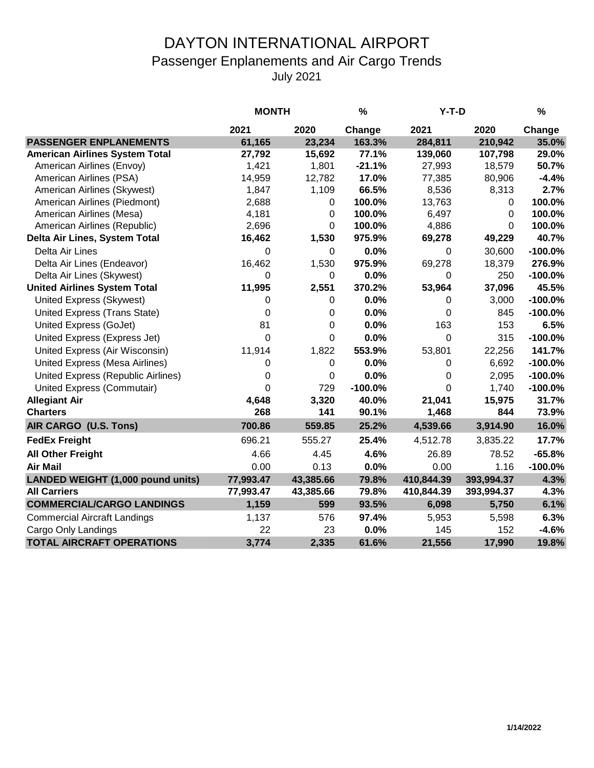# DAYTON INTERNATIONAL AIRPORT

## Passenger Enplanements and Air Cargo Trends

July 2021

| | MONTH | | % | Y-T-D | | % |
|---|---|---|---|---|---|---|
| | 2021 | 2020 | Change | 2021 | 2020 | Change |
| **PASSENGER ENPLANEMENTS** | **61,165** | **23,234** | **163.3%** | **284,811** | **210,942** | **35.0%** |
| **American Airlines System Total** | **27,792** | **15,692** | **77.1%** | **139,060** | **107,798** | **29.0%** |
| American Airlines (Envoy) | 1,421 | 1,801 | **-21.1%** | 27,993 | 18,579 | **50.7%** |
| American Airlines (PSA) | 14,959 | 12,782 | **17.0%** | 77,385 | 80,906 | **-4.4%** |
| American Airlines (Skywest) | 1,847 | 1,109 | **66.5%** | 8,536 | 8,313 | **2.7%** |
| American Airlines (Piedmont) | 2,688 | 0 | **100.0%** | 13,763 | 0 | **100.0%** |
| American Airlines (Mesa) | 4,181 | 0 | **100.0%** | 6,497 | 0 | **100.0%** |
| American Airlines (Republic) | 2,696 | 0 | **100.0%** | 4,886 | 0 | **100.0%** |
| **Delta Air Lines, System Total** | **16,462** | **1,530** | **975.9%** | **69,278** | **49,229** | **40.7%** |
| Delta Air Lines | 0 | 0 | **0.0%** | 0 | 30,600 | **-100.0%** |
| Delta Air Lines (Endeavor) | 16,462 | 1,530 | **975.9%** | 69,278 | 18,379 | **276.9%** |
| Delta Air Lines (Skywest) | 0 | 0 | **0.0%** | 0 | 250 | **-100.0%** |
| **United Airlines System Total** | **11,995** | **2,551** | **370.2%** | **53,964** | **37,096** | **45.5%** |
| United Express (Skywest) | 0 | 0 | **0.0%** | 0 | 3,000 | **-100.0%** |
| United Express (Trans State) | 0 | 0 | **0.0%** | 0 | 845 | **-100.0%** |
| United Express (GoJet) | 81 | 0 | **0.0%** | 163 | 153 | **6.5%** |
| United Express (Express Jet) | 0 | 0 | **0.0%** | 0 | 315 | **-100.0%** |
| United Express (Air Wisconsin) | 11,914 | 1,822 | **553.9%** | 53,801 | 22,256 | **141.7%** |
| United Express (Mesa Airlines) | 0 | 0 | **0.0%** | 0 | 6,692 | **-100.0%** |
| United Express (Republic Airlines) | 0 | 0 | **0.0%** | 0 | 2,095 | **-100.0%** |
| United Express (Commutair) | 0 | 729 | **-100.0%** | 0 | 1,740 | **-100.0%** |
| **Allegiant Air** | **4,648** | **3,320** | **40.0%** | **21,041** | **15,975** | **31.7%** |
| **Charters** | **268** | **141** | **90.1%** | **1,468** | **844** | **73.9%** |
| **AIR CARGO (U.S. Tons)** | **700.86** | **559.85** | **25.2%** | **4,539.66** | **3,914.90** | **16.0%** |
| **FedEx Freight** | 696.21 | 555.27 | **25.4%** | 4,512.78 | 3,835.22 | **17.7%** |
| **All Other Freight** | 4.66 | 4.45 | **4.6%** | 26.89 | 78.52 | **-65.8%** |
| **Air Mail** | 0.00 | 0.13 | **0.0%** | 0.00 | 1.16 | **-100.0%** |
| **LANDED WEIGHT (1,000 pound units)** | **77,993.47** | **43,385.66** | **79.8%** | **410,844.39** | **393,994.37** | **4.3%** |
| **All Carriers** | **77,993.47** | **43,385.66** | **79.8%** | **410,844.39** | **393,994.37** | **4.3%** |
| **COMMERCIAL/CARGO LANDINGS** | **1,159** | **599** | **93.5%** | **6,098** | **5,750** | **6.1%** |
| Commercial Aircraft Landings | 1,137 | 576 | **97.4%** | 5,953 | 5,598 | **6.3%** |
| Cargo Only Landings | 22 | 23 | **0.0%** | 145 | 152 | **-4.6%** |
| **TOTAL AIRCRAFT OPERATIONS** | **3,774** | **2,335** | **61.6%** | **21,556** | **17,990** | **19.8%** |

**1/14/2022**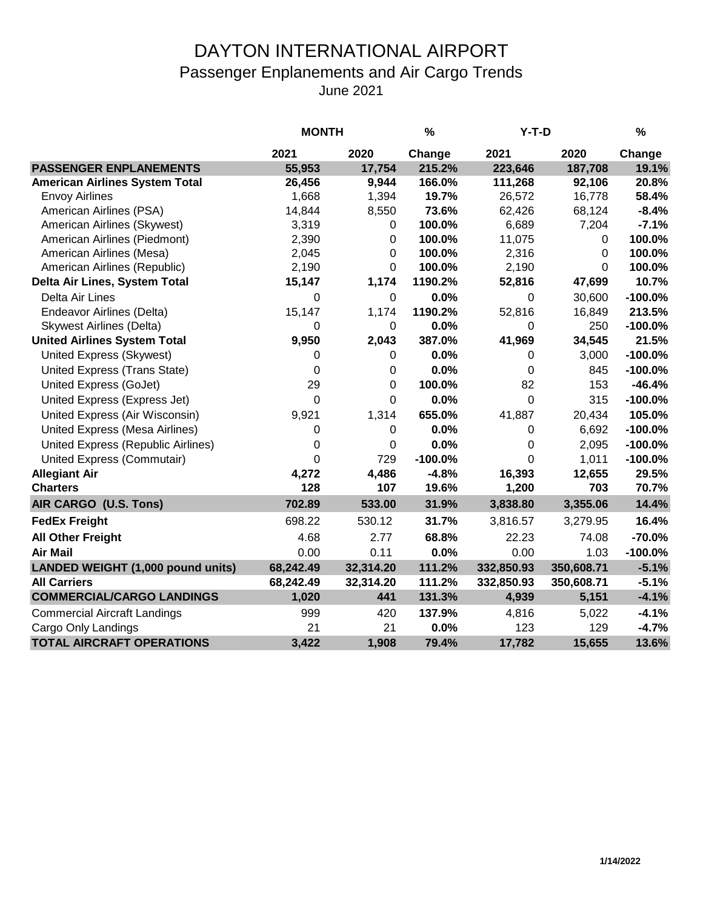# DAYTON INTERNATIONAL AIRPORT

## Passenger Enplanements and Air Cargo Trends

June 2021

| | MONTH | | % | Y-T-D | | % |
|---|---|---|---|---|---|---|
| | 2021 | 2020 | Change | 2021 | 2020 | Change |
| **PASSENGER ENPLANEMENTS** | **55,953** | **17,754** | **215.2%** | **223,646** | **187,708** | **19.1%** |
| **American Airlines System Total** | **26,456** | **9,944** | **166.0%** | **111,268** | **92,106** | **20.8%** |
| Envoy Airlines | 1,668 | 1,394 | **19.7%** | 26,572 | 16,778 | **58.4%** |
| American Airlines (PSA) | 14,844 | 8,550 | **73.6%** | 62,426 | 68,124 | **-8.4%** |
| American Airlines (Skywest) | 3,319 | 0 | **100.0%** | 6,689 | 7,204 | **-7.1%** |
| American Airlines (Piedmont) | 2,390 | 0 | **100.0%** | 11,075 | 0 | **100.0%** |
| American Airlines (Mesa) | 2,045 | 0 | **100.0%** | 2,316 | 0 | **100.0%** |
| American Airlines (Republic) | 2,190 | 0 | **100.0%** | 2,190 | 0 | **100.0%** |
| **Delta Air Lines, System Total** | **15,147** | **1,174** | **1190.2%** | **52,816** | **47,699** | **10.7%** |
| Delta Air Lines | 0 | 0 | **0.0%** | 0 | 30,600 | **-100.0%** |
| Endeavor Airlines (Delta) | 15,147 | 1,174 | **1190.2%** | 52,816 | 16,849 | **213.5%** |
| Skywest Airlines (Delta) | 0 | 0 | **0.0%** | 0 | 250 | **-100.0%** |
| **United Airlines System Total** | **9,950** | **2,043** | **387.0%** | **41,969** | **34,545** | **21.5%** |
| United Express (Skywest) | 0 | 0 | **0.0%** | 0 | 3,000 | **-100.0%** |
| United Express (Trans State) | 0 | 0 | **0.0%** | 0 | 845 | **-100.0%** |
| United Express (GoJet) | 29 | 0 | **100.0%** | 82 | 153 | **-46.4%** |
| United Express (Express Jet) | 0 | 0 | **0.0%** | 0 | 315 | **-100.0%** |
| United Express (Air Wisconsin) | 9,921 | 1,314 | **655.0%** | 41,887 | 20,434 | **105.0%** |
| United Express (Mesa Airlines) | 0 | 0 | **0.0%** | 0 | 6,692 | **-100.0%** |
| United Express (Republic Airlines) | 0 | 0 | **0.0%** | 0 | 2,095 | **-100.0%** |
| United Express (Commutair) | 0 | 729 | **-100.0%** | 0 | 1,011 | **-100.0%** |
| **Allegiant Air** | **4,272** | **4,486** | **-4.8%** | **16,393** | **12,655** | **29.5%** |
| **Charters** | **128** | **107** | **19.6%** | **1,200** | **703** | **70.7%** |
| **AIR CARGO (U.S. Tons)** | **702.89** | **533.00** | **31.9%** | **3,838.80** | **3,355.06** | **14.4%** |
| **FedEx Freight** | 698.22 | 530.12 | **31.7%** | 3,816.57 | 3,279.95 | **16.4%** |
| **All Other Freight** | 4.68 | 2.77 | **68.8%** | 22.23 | 74.08 | **-70.0%** |
| **Air Mail** | 0.00 | 0.11 | **0.0%** | 0.00 | 1.03 | **-100.0%** |
| **LANDED WEIGHT (1,000 pound units)** | **68,242.49** | **32,314.20** | **111.2%** | **332,850.93** | **350,608.71** | **-5.1%** |
| **All Carriers** | **68,242.49** | **32,314.20** | **111.2%** | **332,850.93** | **350,608.71** | **-5.1%** |
| **COMMERCIAL/CARGO LANDINGS** | **1,020** | **441** | **131.3%** | **4,939** | **5,151** | **-4.1%** |
| Commercial Aircraft Landings | 999 | 420 | **137.9%** | 4,816 | 5,022 | **-4.1%** |
| Cargo Only Landings | 21 | 21 | **0.0%** | 123 | 129 | **-4.7%** |
| **TOTAL AIRCRAFT OPERATIONS** | **3,422** | **1,908** | **79.4%** | **17,782** | **15,655** | **13.6%** |

**1/14/2022**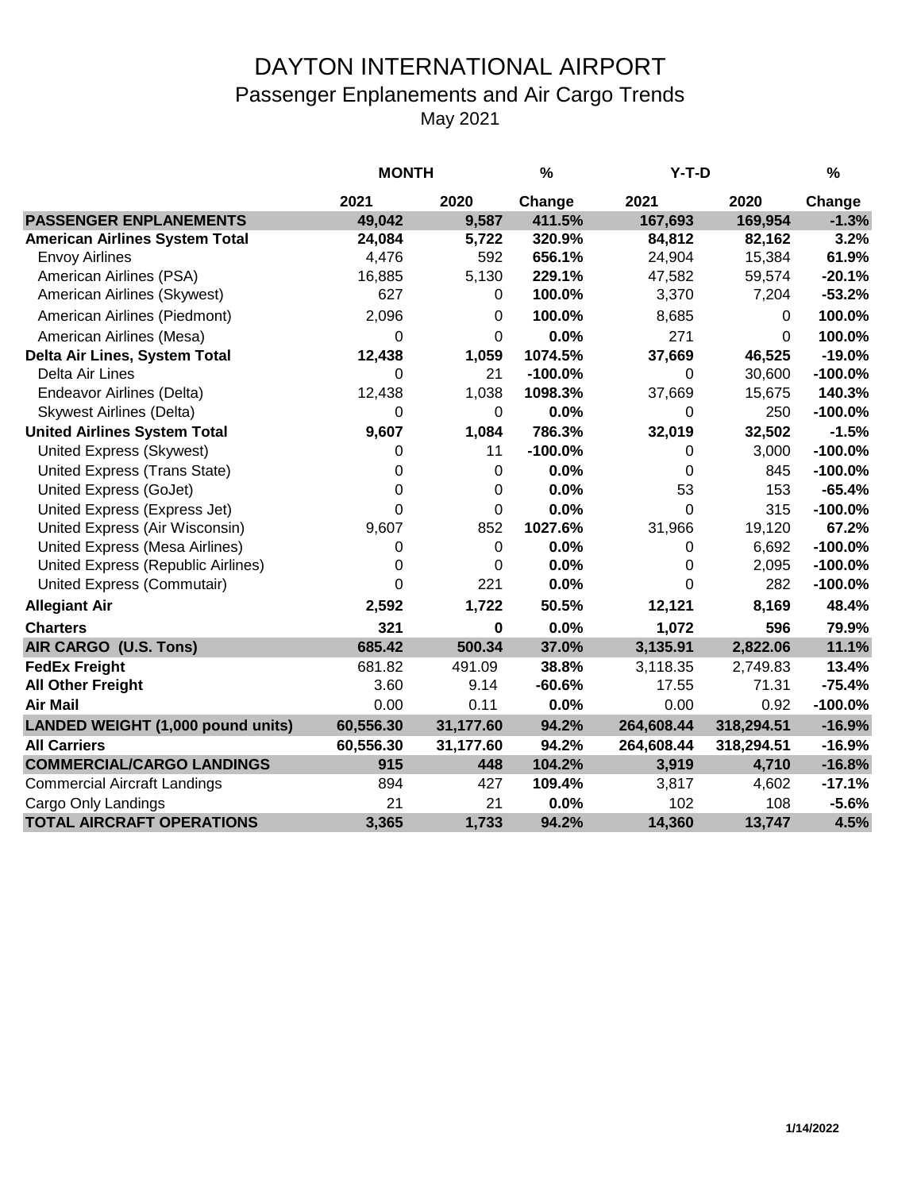# DAYTON INTERNATIONAL AIRPORT

## Passenger Enplanements and Air Cargo Trends

May 2021

| | MONTH | | % | Y-T-D | | % |
|---|---|---|---|---|---|---|
| | 2021 | 2020 | Change | 2021 | 2020 | Change |
| **PASSENGER ENPLANEMENTS** | **49,042** | **9,587** | **411.5%** | **167,693** | **169,954** | **-1.3%** |
| **American Airlines System Total** | **24,084** | **5,722** | **320.9%** | **84,812** | **82,162** | **3.2%** |
| Envoy Airlines | 4,476 | 592 | **656.1%** | 24,904 | 15,384 | **61.9%** |
| American Airlines (PSA) | 16,885 | 5,130 | **229.1%** | 47,582 | 59,574 | **-20.1%** |
| American Airlines (Skywest) | 627 | 0 | **100.0%** | 3,370 | 7,204 | **-53.2%** |
| American Airlines (Piedmont) | 2,096 | 0 | **100.0%** | 8,685 | 0 | **100.0%** |
| American Airlines (Mesa) | 0 | 0 | **0.0%** | 271 | 0 | **100.0%** |
| **Delta Air Lines, System Total** | **12,438** | **1,059** | **1074.5%** | **37,669** | **46,525** | **-19.0%** |
| Delta Air Lines | 0 | 21 | **-100.0%** | 0 | 30,600 | **-100.0%** |
| Endeavor Airlines (Delta) | 12,438 | 1,038 | **1098.3%** | 37,669 | 15,675 | **140.3%** |
| Skywest Airlines (Delta) | 0 | 0 | **0.0%** | 0 | 250 | **-100.0%** |
| **United Airlines System Total** | **9,607** | **1,084** | **786.3%** | **32,019** | **32,502** | **-1.5%** |
| United Express (Skywest) | 0 | 11 | **-100.0%** | 0 | 3,000 | **-100.0%** |
| United Express (Trans State) | 0 | 0 | **0.0%** | 0 | 845 | **-100.0%** |
| United Express (GoJet) | 0 | 0 | **0.0%** | 53 | 153 | **-65.4%** |
| United Express (Express Jet) | 0 | 0 | **0.0%** | 0 | 315 | **-100.0%** |
| United Express (Air Wisconsin) | 9,607 | 852 | **1027.6%** | 31,966 | 19,120 | **67.2%** |
| United Express (Mesa Airlines) | 0 | 0 | **0.0%** | 0 | 6,692 | **-100.0%** |
| United Express (Republic Airlines) | 0 | 0 | **0.0%** | 0 | 2,095 | **-100.0%** |
| United Express (Commutair) | 0 | 221 | **0.0%** | 0 | 282 | **-100.0%** |
| **Allegiant Air** | **2,592** | **1,722** | **50.5%** | **12,121** | **8,169** | **48.4%** |
| **Charters** | **321** | **0** | **0.0%** | **1,072** | **596** | **79.9%** |
| **AIR CARGO (U.S. Tons)** | **685.42** | **500.34** | **37.0%** | **3,135.91** | **2,822.06** | **11.1%** |
| **FedEx Freight** | 681.82 | 491.09 | **38.8%** | 3,118.35 | 2,749.83 | **13.4%** |
| **All Other Freight** | 3.60 | 9.14 | **-60.6%** | 17.55 | 71.31 | **-75.4%** |
| **Air Mail** | 0.00 | 0.11 | **0.0%** | 0.00 | 0.92 | **-100.0%** |
| **LANDED WEIGHT (1,000 pound units)** | **60,556.30** | **31,177.60** | **94.2%** | **264,608.44** | **318,294.51** | **-16.9%** |
| **All Carriers** | **60,556.30** | **31,177.60** | **94.2%** | **264,608.44** | **318,294.51** | **-16.9%** |
| **COMMERCIAL/CARGO LANDINGS** | **915** | **448** | **104.2%** | **3,919** | **4,710** | **-16.8%** |
| Commercial Aircraft Landings | 894 | 427 | **109.4%** | 3,817 | 4,602 | **-17.1%** |
| Cargo Only Landings | 21 | 21 | **0.0%** | 102 | 108 | **-5.6%** |
| **TOTAL AIRCRAFT OPERATIONS** | **3,365** | **1,733** | **94.2%** | **14,360** | **13,747** | **4.5%** |

**1/14/2022**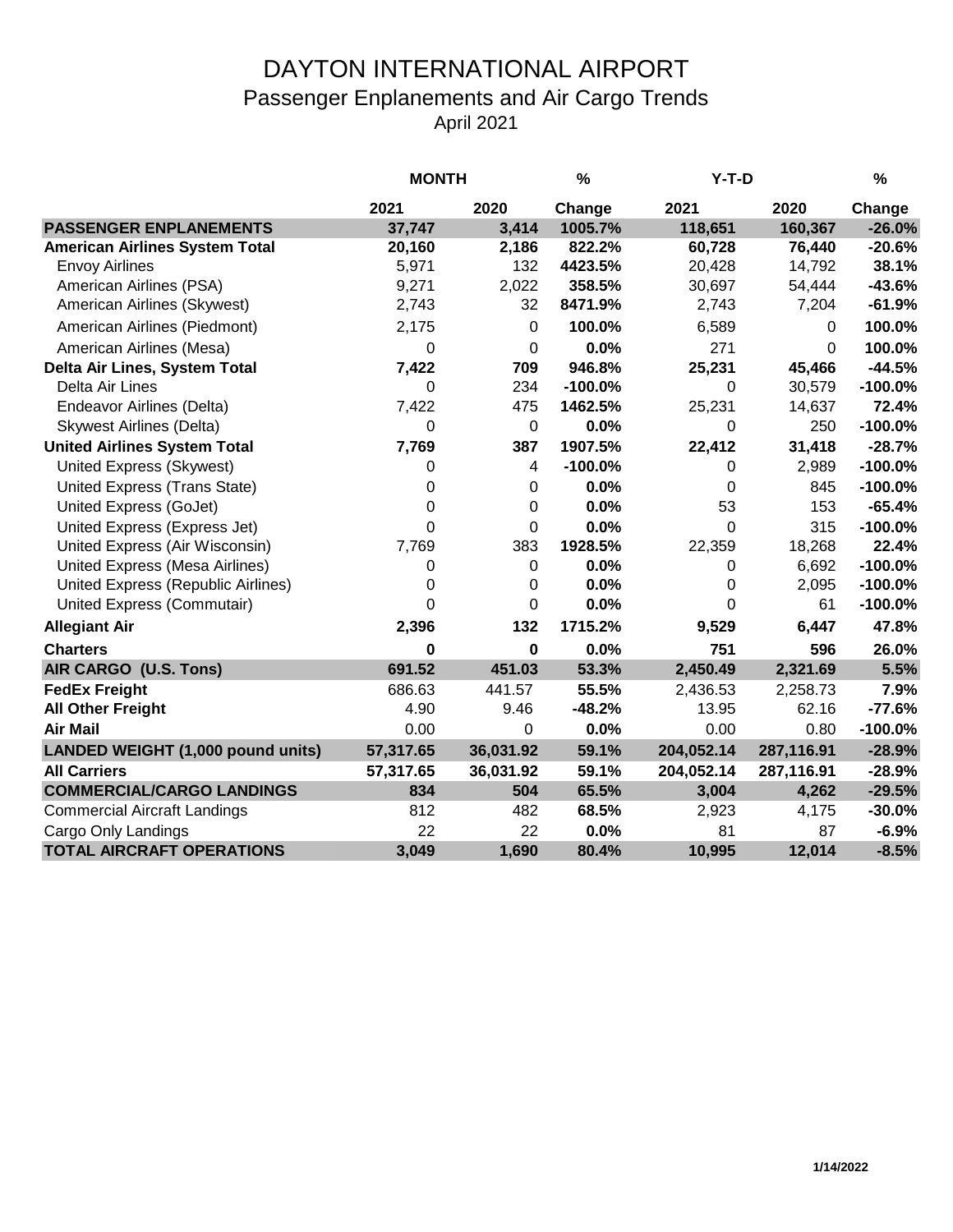# DAYTON INTERNATIONAL AIRPORT

## Passenger Enplanements and Air Cargo Trends

April 2021

| | MONTH | | % | Y-T-D | | % |
|---|---|---|---|---|---|---|
| | 2021 | 2020 | Change | 2021 | 2020 | Change |
| **PASSENGER ENPLANEMENTS** | **37,747** | **3,414** | **1005.7%** | **118,651** | **160,367** | **-26.0%** |
| **American Airlines System Total** | **20,160** | **2,186** | **822.2%** | **60,728** | **76,440** | **-20.6%** |
| Envoy Airlines | 5,971 | 132 | **4423.5%** | 20,428 | 14,792 | **38.1%** |
| American Airlines (PSA) | 9,271 | 2,022 | **358.5%** | 30,697 | 54,444 | **-43.6%** |
| American Airlines (Skywest) | 2,743 | 32 | **8471.9%** | 2,743 | 7,204 | **-61.9%** |
| American Airlines (Piedmont) | 2,175 | 0 | **100.0%** | 6,589 | 0 | **100.0%** |
| American Airlines (Mesa) | 0 | 0 | **0.0%** | 271 | 0 | **100.0%** |
| **Delta Air Lines, System Total** | **7,422** | **709** | **946.8%** | **25,231** | **45,466** | **-44.5%** |
| Delta Air Lines | 0 | 234 | **-100.0%** | 0 | 30,579 | **-100.0%** |
| Endeavor Airlines (Delta) | 7,422 | 475 | **1462.5%** | 25,231 | 14,637 | **72.4%** |
| Skywest Airlines (Delta) | 0 | 0 | **0.0%** | 0 | 250 | **-100.0%** |
| **United Airlines System Total** | **7,769** | **387** | **1907.5%** | **22,412** | **31,418** | **-28.7%** |
| United Express (Skywest) | 0 | 4 | **-100.0%** | 0 | 2,989 | **-100.0%** |
| United Express (Trans State) | 0 | 0 | **0.0%** | 0 | 845 | **-100.0%** |
| United Express (GoJet) | 0 | 0 | **0.0%** | 53 | 153 | **-65.4%** |
| United Express (Express Jet) | 0 | 0 | **0.0%** | 0 | 315 | **-100.0%** |
| United Express (Air Wisconsin) | 7,769 | 383 | **1928.5%** | 22,359 | 18,268 | **22.4%** |
| United Express (Mesa Airlines) | 0 | 0 | **0.0%** | 0 | 6,692 | **-100.0%** |
| United Express (Republic Airlines) | 0 | 0 | **0.0%** | 0 | 2,095 | **-100.0%** |
| United Express (Commutair) | 0 | 0 | **0.0%** | 0 | 61 | **-100.0%** |
| **Allegiant Air** | **2,396** | **132** | **1715.2%** | **9,529** | **6,447** | **47.8%** |
| **Charters** | **0** | **0** | **0.0%** | **751** | **596** | **26.0%** |
| **AIR CARGO (U.S. Tons)** | **691.52** | **451.03** | **53.3%** | **2,450.49** | **2,321.69** | **5.5%** |
| **FedEx Freight** | 686.63 | 441.57 | **55.5%** | 2,436.53 | 2,258.73 | **7.9%** |
| **All Other Freight** | 4.90 | 9.46 | **-48.2%** | 13.95 | 62.16 | **-77.6%** |
| **Air Mail** | 0.00 | 0 | **0.0%** | 0.00 | 0.80 | **-100.0%** |
| **LANDED WEIGHT (1,000 pound units)** | **57,317.65** | **36,031.92** | **59.1%** | **204,052.14** | **287,116.91** | **-28.9%** |
| **All Carriers** | **57,317.65** | **36,031.92** | **59.1%** | **204,052.14** | **287,116.91** | **-28.9%** |
| **COMMERCIAL/CARGO LANDINGS** | **834** | **504** | **65.5%** | **3,004** | **4,262** | **-29.5%** |
| Commercial Aircraft Landings | 812 | 482 | **68.5%** | 2,923 | 4,175 | **-30.0%** |
| Cargo Only Landings | 22 | 22 | **0.0%** | 81 | 87 | **-6.9%** |
| **TOTAL AIRCRAFT OPERATIONS** | **3,049** | **1,690** | **80.4%** | **10,995** | **12,014** | **-8.5%** |

**1/14/2022**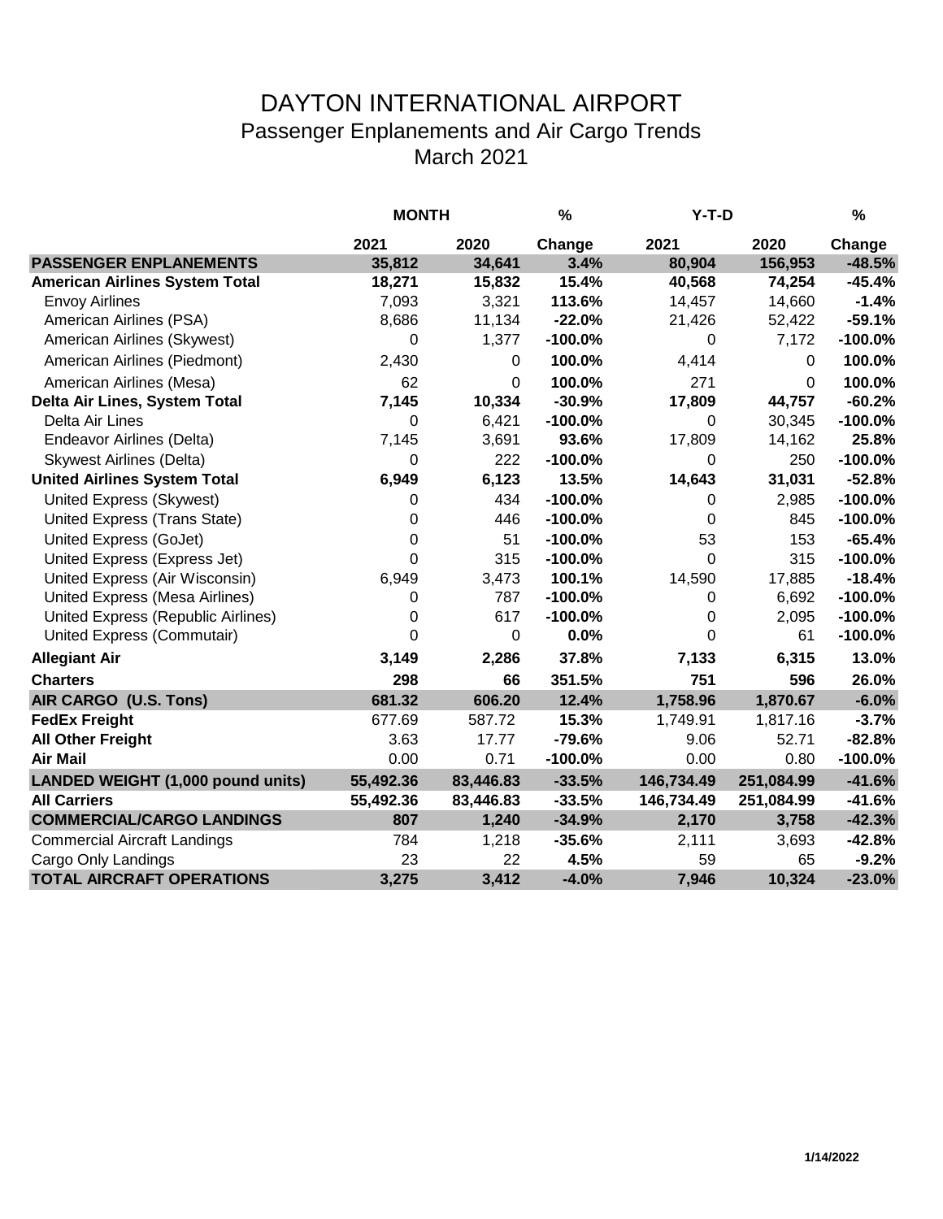# DAYTON INTERNATIONAL AIRPORT

## Passenger Enplanements and Air Cargo Trends

## March 2021

| | MONTH | | % | Y-T-D | | % |
|---|---|---|---|---|---|---|
| | 2021 | 2020 | Change | 2021 | 2020 | Change |
| **PASSENGER ENPLANEMENTS** | **35,812** | **34,641** | **3.4%** | **80,904** | **156,953** | **-48.5%** |
| **American Airlines System Total** | **18,271** | **15,832** | **15.4%** | **40,568** | **74,254** | **-45.4%** |
| Envoy Airlines | 7,093 | 3,321 | **113.6%** | 14,457 | 14,660 | **-1.4%** |
| American Airlines (PSA) | 8,686 | 11,134 | **-22.0%** | 21,426 | 52,422 | **-59.1%** |
| American Airlines (Skywest) | 0 | 1,377 | **-100.0%** | 0 | 7,172 | **-100.0%** |
| American Airlines (Piedmont) | 2,430 | 0 | **100.0%** | 4,414 | 0 | **100.0%** |
| American Airlines (Mesa) | 62 | 0 | **100.0%** | 271 | 0 | **100.0%** |
| **Delta Air Lines, System Total** | **7,145** | **10,334** | **-30.9%** | **17,809** | **44,757** | **-60.2%** |
| Delta Air Lines | 0 | 6,421 | **-100.0%** | 0 | 30,345 | **-100.0%** |
| Endeavor Airlines (Delta) | 7,145 | 3,691 | **93.6%** | 17,809 | 14,162 | **25.8%** |
| Skywest Airlines (Delta) | 0 | 222 | **-100.0%** | 0 | 250 | **-100.0%** |
| **United Airlines System Total** | **6,949** | **6,123** | **13.5%** | **14,643** | **31,031** | **-52.8%** |
| United Express (Skywest) | 0 | 434 | **-100.0%** | 0 | 2,985 | **-100.0%** |
| United Express (Trans State) | 0 | 446 | **-100.0%** | 0 | 845 | **-100.0%** |
| United Express (GoJet) | 0 | 51 | **-100.0%** | 53 | 153 | **-65.4%** |
| United Express (Express Jet) | 0 | 315 | **-100.0%** | 0 | 315 | **-100.0%** |
| United Express (Air Wisconsin) | 6,949 | 3,473 | **100.1%** | 14,590 | 17,885 | **-18.4%** |
| United Express (Mesa Airlines) | 0 | 787 | **-100.0%** | 0 | 6,692 | **-100.0%** |
| United Express (Republic Airlines) | 0 | 617 | **-100.0%** | 0 | 2,095 | **-100.0%** |
| United Express (Commutair) | 0 | 0 | **0.0%** | 0 | 61 | **-100.0%** |
| **Allegiant Air** | **3,149** | **2,286** | **37.8%** | **7,133** | **6,315** | **13.0%** |
| **Charters** | **298** | **66** | **351.5%** | **751** | **596** | **26.0%** |
| **AIR CARGO (U.S. Tons)** | **681.32** | **606.20** | **12.4%** | **1,758.96** | **1,870.67** | **-6.0%** |
| **FedEx Freight** | 677.69 | 587.72 | **15.3%** | 1,749.91 | 1,817.16 | **-3.7%** |
| **All Other Freight** | 3.63 | 17.77 | **-79.6%** | 9.06 | 52.71 | **-82.8%** |
| **Air Mail** | 0.00 | 0.71 | **-100.0%** | 0.00 | 0.80 | **-100.0%** |
| **LANDED WEIGHT (1,000 pound units)** | **55,492.36** | **83,446.83** | **-33.5%** | **146,734.49** | **251,084.99** | **-41.6%** |
| **All Carriers** | **55,492.36** | **83,446.83** | **-33.5%** | **146,734.49** | **251,084.99** | **-41.6%** |
| **COMMERCIAL/CARGO LANDINGS** | **807** | **1,240** | **-34.9%** | **2,170** | **3,758** | **-42.3%** |
| Commercial Aircraft Landings | 784 | 1,218 | **-35.6%** | 2,111 | 3,693 | **-42.8%** |
| Cargo Only Landings | 23 | 22 | **4.5%** | 59 | 65 | **-9.2%** |
| **TOTAL AIRCRAFT OPERATIONS** | **3,275** | **3,412** | **-4.0%** | **7,946** | **10,324** | **-23.0%** |

**1/14/2022**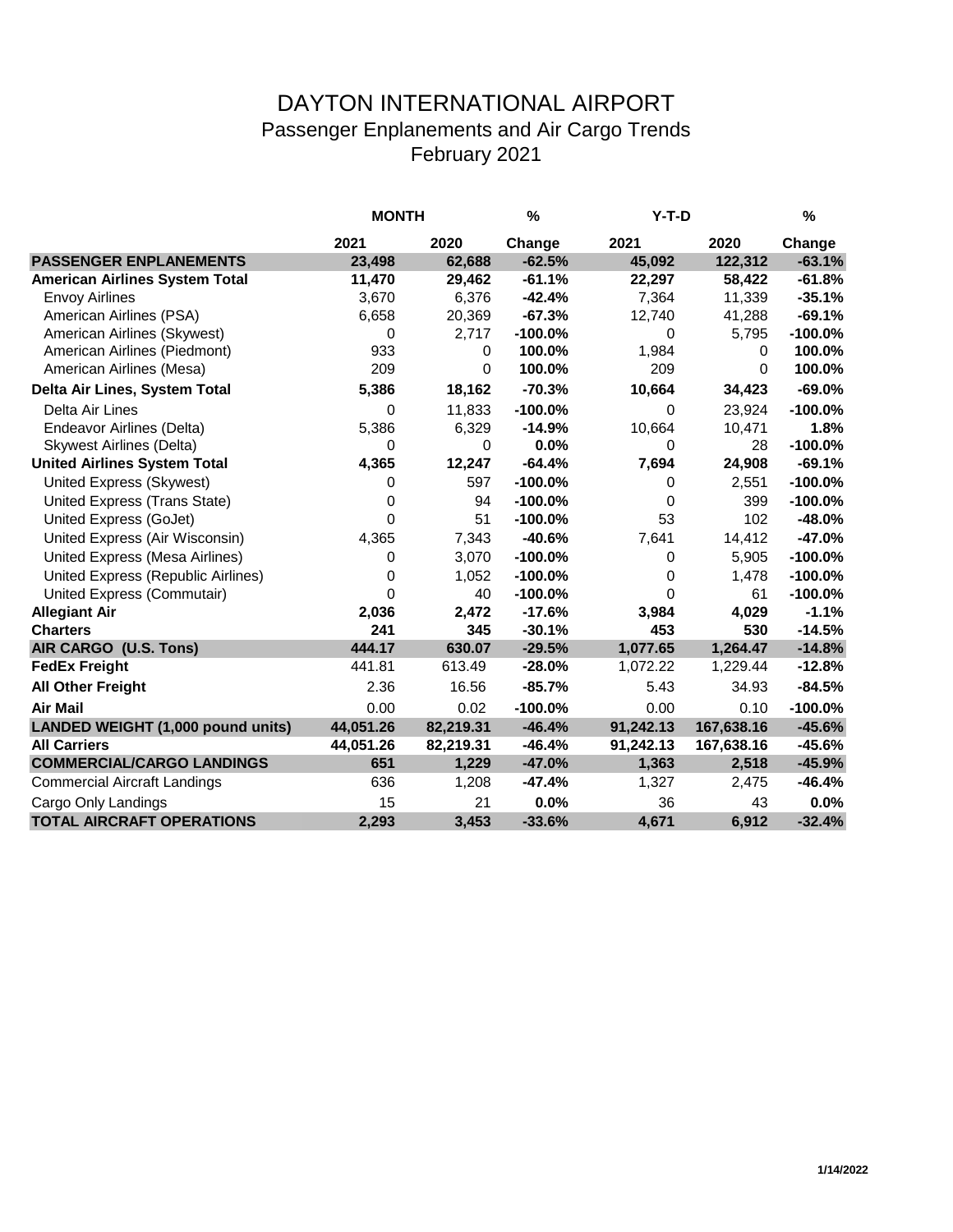# DAYTON INTERNATIONAL AIRPORT

## Passenger Enplanements and Air Cargo Trends

### February 2021

| | MONTH | | % | Y-T-D | | % |
|---|---|---|---|---|---|---|
| | 2021 | 2020 | Change | 2021 | 2020 | Change |
| **PASSENGER ENPLANEMENTS** | **23,498** | **62,688** | **-62.5%** | **45,092** | **122,312** | **-63.1%** |
| **American Airlines System Total** | **11,470** | **29,462** | **-61.1%** | **22,297** | **58,422** | **-61.8%** |
| Envoy Airlines | 3,670 | 6,376 | **-42.4%** | 7,364 | 11,339 | **-35.1%** |
| American Airlines (PSA) | 6,658 | 20,369 | **-67.3%** | 12,740 | 41,288 | **-69.1%** |
| American Airlines (Skywest) | 0 | 2,717 | **-100.0%** | 0 | 5,795 | **-100.0%** |
| American Airlines (Piedmont) | 933 | 0 | **100.0%** | 1,984 | 0 | **100.0%** |
| American Airlines (Mesa) | 209 | 0 | **100.0%** | 209 | 0 | **100.0%** |
| **Delta Air Lines, System Total** | **5,386** | **18,162** | **-70.3%** | **10,664** | **34,423** | **-69.0%** |
| Delta Air Lines | 0 | 11,833 | **-100.0%** | 0 | 23,924 | **-100.0%** |
| Endeavor Airlines (Delta) | 5,386 | 6,329 | **-14.9%** | 10,664 | 10,471 | **1.8%** |
| Skywest Airlines (Delta) | 0 | 0 | **0.0%** | 0 | 28 | **-100.0%** |
| **United Airlines System Total** | **4,365** | **12,247** | **-64.4%** | **7,694** | **24,908** | **-69.1%** |
| United Express (Skywest) | 0 | 597 | **-100.0%** | 0 | 2,551 | **-100.0%** |
| United Express (Trans State) | 0 | 94 | **-100.0%** | 0 | 399 | **-100.0%** |
| United Express (GoJet) | 0 | 51 | **-100.0%** | 53 | 102 | **-48.0%** |
| United Express (Air Wisconsin) | 4,365 | 7,343 | **-40.6%** | 7,641 | 14,412 | **-47.0%** |
| United Express (Mesa Airlines) | 0 | 3,070 | **-100.0%** | 0 | 5,905 | **-100.0%** |
| United Express (Republic Airlines) | 0 | 1,052 | **-100.0%** | 0 | 1,478 | **-100.0%** |
| United Express (Commutair) | 0 | 40 | **-100.0%** | 0 | 61 | **-100.0%** |
| **Allegiant Air** | **2,036** | **2,472** | **-17.6%** | **3,984** | **4,029** | **-1.1%** |
| **Charters** | **241** | **345** | **-30.1%** | **453** | **530** | **-14.5%** |
| **AIR CARGO (U.S. Tons)** | **444.17** | **630.07** | **-29.5%** | **1,077.65** | **1,264.47** | **-14.8%** |
| **FedEx Freight** | 441.81 | 613.49 | **-28.0%** | 1,072.22 | 1,229.44 | **-12.8%** |
| **All Other Freight** | 2.36 | 16.56 | **-85.7%** | 5.43 | 34.93 | **-84.5%** |
| **Air Mail** | 0.00 | 0.02 | **-100.0%** | 0.00 | 0.10 | **-100.0%** |
| **LANDED WEIGHT (1,000 pound units)** | **44,051.26** | **82,219.31** | **-46.4%** | **91,242.13** | **167,638.16** | **-45.6%** |
| **All Carriers** | **44,051.26** | **82,219.31** | **-46.4%** | **91,242.13** | **167,638.16** | **-45.6%** |
| **COMMERCIAL/CARGO LANDINGS** | **651** | **1,229** | **-47.0%** | **1,363** | **2,518** | **-45.9%** |
| Commercial Aircraft Landings | 636 | 1,208 | **-47.4%** | 1,327 | 2,475 | **-46.4%** |
| Cargo Only Landings | 15 | 21 | **0.0%** | 36 | 43 | **0.0%** |
| **TOTAL AIRCRAFT OPERATIONS** | **2,293** | **3,453** | **-33.6%** | **4,671** | **6,912** | **-32.4%** |

**1/14/2022**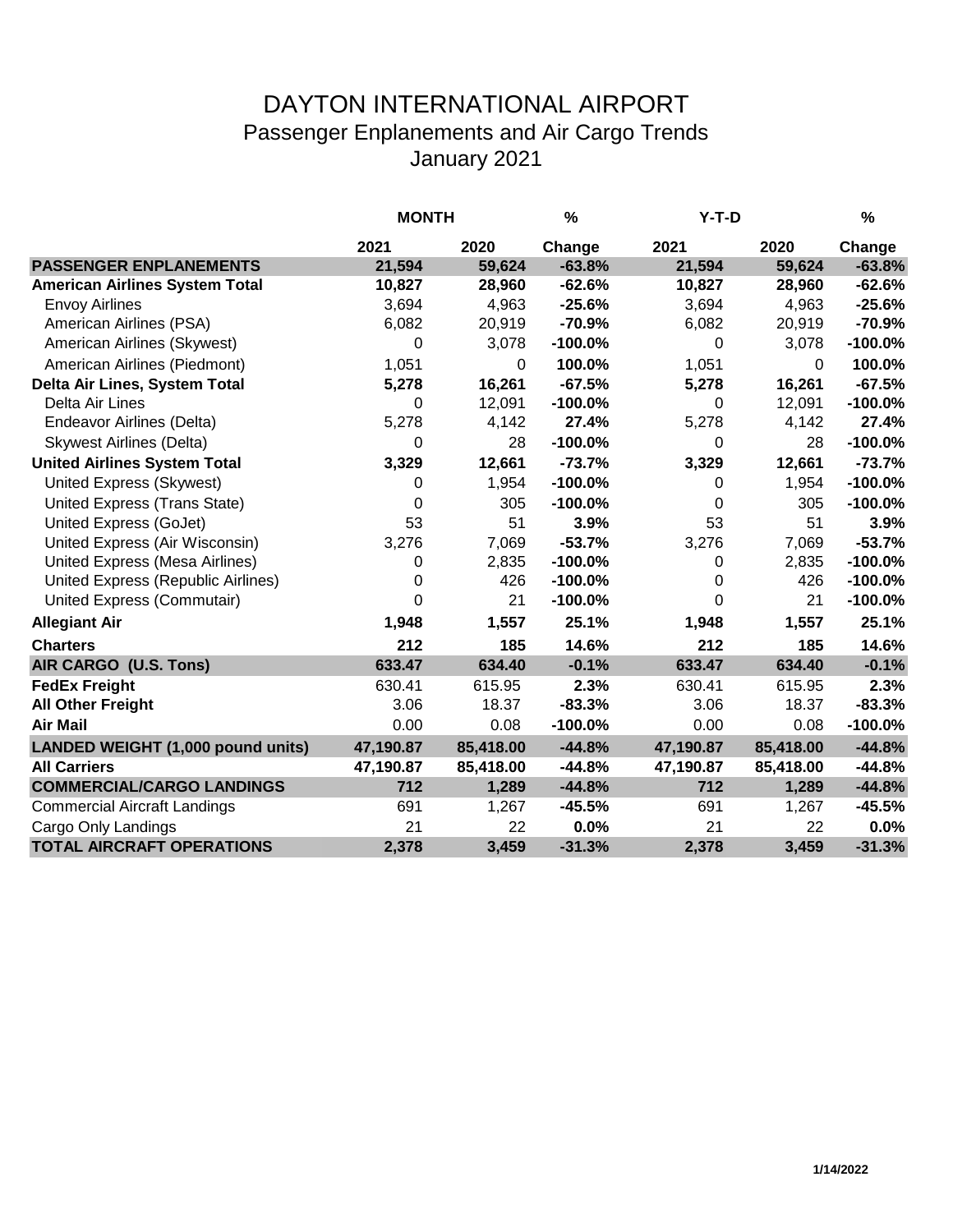# DAYTON INTERNATIONAL AIRPORT

## Passenger Enplanements and Air Cargo Trends

## January 2021

| | MONTH | | % | Y-T-D | | % |
|---|---|---|---|---|---|---|
| | 2021 | 2020 | Change | 2021 | 2020 | Change |
| **PASSENGER ENPLANEMENTS** | **21,594** | **59,624** | **-63.8%** | **21,594** | **59,624** | **-63.8%** |
| **American Airlines System Total** | **10,827** | **28,960** | **-62.6%** | **10,827** | **28,960** | **-62.6%** |
| Envoy Airlines | 3,694 | 4,963 | **-25.6%** | 3,694 | 4,963 | **-25.6%** |
| American Airlines (PSA) | 6,082 | 20,919 | **-70.9%** | 6,082 | 20,919 | **-70.9%** |
| American Airlines (Skywest) | 0 | 3,078 | **-100.0%** | 0 | 3,078 | **-100.0%** |
| American Airlines (Piedmont) | 1,051 | 0 | **100.0%** | 1,051 | 0 | **100.0%** |
| **Delta Air Lines, System Total** | **5,278** | **16,261** | **-67.5%** | **5,278** | **16,261** | **-67.5%** |
| Delta Air Lines | 0 | 12,091 | **-100.0%** | 0 | 12,091 | **-100.0%** |
| Endeavor Airlines (Delta) | 5,278 | 4,142 | **27.4%** | 5,278 | 4,142 | **27.4%** |
| Skywest Airlines (Delta) | 0 | 28 | **-100.0%** | 0 | 28 | **-100.0%** |
| **United Airlines System Total** | **3,329** | **12,661** | **-73.7%** | **3,329** | **12,661** | **-73.7%** |
| United Express (Skywest) | 0 | 1,954 | **-100.0%** | 0 | 1,954 | **-100.0%** |
| United Express (Trans State) | 0 | 305 | **-100.0%** | 0 | 305 | **-100.0%** |
| United Express (GoJet) | 53 | 51 | **3.9%** | 53 | 51 | **3.9%** |
| United Express (Air Wisconsin) | 3,276 | 7,069 | **-53.7%** | 3,276 | 7,069 | **-53.7%** |
| United Express (Mesa Airlines) | 0 | 2,835 | **-100.0%** | 0 | 2,835 | **-100.0%** |
| United Express (Republic Airlines) | 0 | 426 | **-100.0%** | 0 | 426 | **-100.0%** |
| United Express (Commutair) | 0 | 21 | **-100.0%** | 0 | 21 | **-100.0%** |
| **Allegiant Air** | **1,948** | **1,557** | **25.1%** | **1,948** | **1,557** | **25.1%** |
| **Charters** | **212** | **185** | **14.6%** | **212** | **185** | **14.6%** |
| **AIR CARGO (U.S. Tons)** | **633.47** | **634.40** | **-0.1%** | **633.47** | **634.40** | **-0.1%** |
| **FedEx Freight** | 630.41 | 615.95 | **2.3%** | 630.41 | 615.95 | **2.3%** |
| **All Other Freight** | 3.06 | 18.37 | **-83.3%** | 3.06 | 18.37 | **-83.3%** |
| **Air Mail** | 0.00 | 0.08 | **-100.0%** | 0.00 | 0.08 | **-100.0%** |
| **LANDED WEIGHT (1,000 pound units)** | **47,190.87** | **85,418.00** | **-44.8%** | **47,190.87** | **85,418.00** | **-44.8%** |
| **All Carriers** | **47,190.87** | **85,418.00** | **-44.8%** | **47,190.87** | **85,418.00** | **-44.8%** |
| **COMMERCIAL/CARGO LANDINGS** | **712** | **1,289** | **-44.8%** | **712** | **1,289** | **-44.8%** |
| Commercial Aircraft Landings | 691 | 1,267 | **-45.5%** | 691 | 1,267 | **-45.5%** |
| Cargo Only Landings | 21 | 22 | **0.0%** | 21 | 22 | **0.0%** |
| **TOTAL AIRCRAFT OPERATIONS** | **2,378** | **3,459** | **-31.3%** | **2,378** | **3,459** | **-31.3%** |

**1/14/2022**